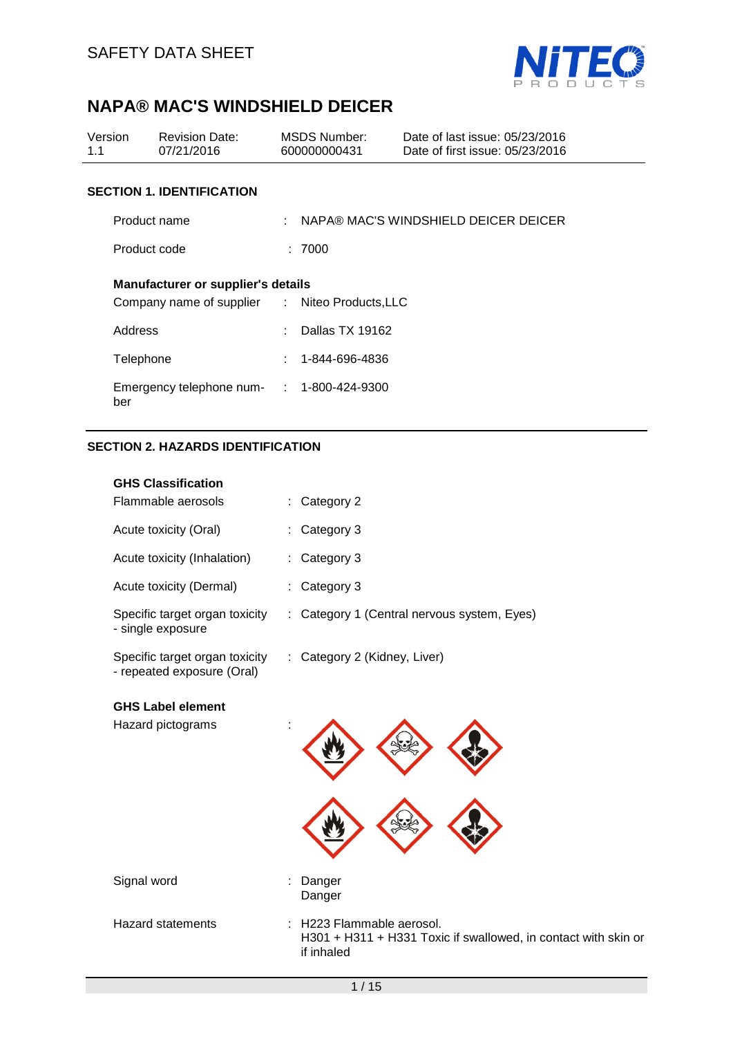SAFETY DATA SHEET

# NAPA® MAC'S WINDSHIELD DEICER

| Version | Revision Date: | MSDS Number: | Date of last issue: 05/23/2016 |
|---|---|---|---|
| 1.1 | 07/21/2016 | 600000000431 | Date of first issue: 05/23/2016 |

## SECTION 1. IDENTIFICATION

Product name : NAPA® MAC'S WINDSHIELD DEICER DEICER

Product code : 7000

**Manufacturer or supplier's details**

Company name of supplier : Niteo Products,LLC

Address : Dallas TX 19162

Telephone : 1-844-696-4836

Emergency telephone number : 1-800-424-9300

## SECTION 2. HAZARDS IDENTIFICATION

**GHS Classification**

Flammable aerosols : Category 2

Acute toxicity (Oral) : Category 3

Acute toxicity (Inhalation) : Category 3

Acute toxicity (Dermal) : Category 3

Specific target organ toxicity - single exposure : Category 1 (Central nervous system, Eyes)

Specific target organ toxicity - repeated exposure (Oral) : Category 2 (Kidney, Liver)

**GHS Label element**

Hazard pictograms :

Signal word : Danger
Danger

Hazard statements : H223 Flammable aerosol.
H301 + H311 + H331 Toxic if swallowed, in contact with skin or if inhaled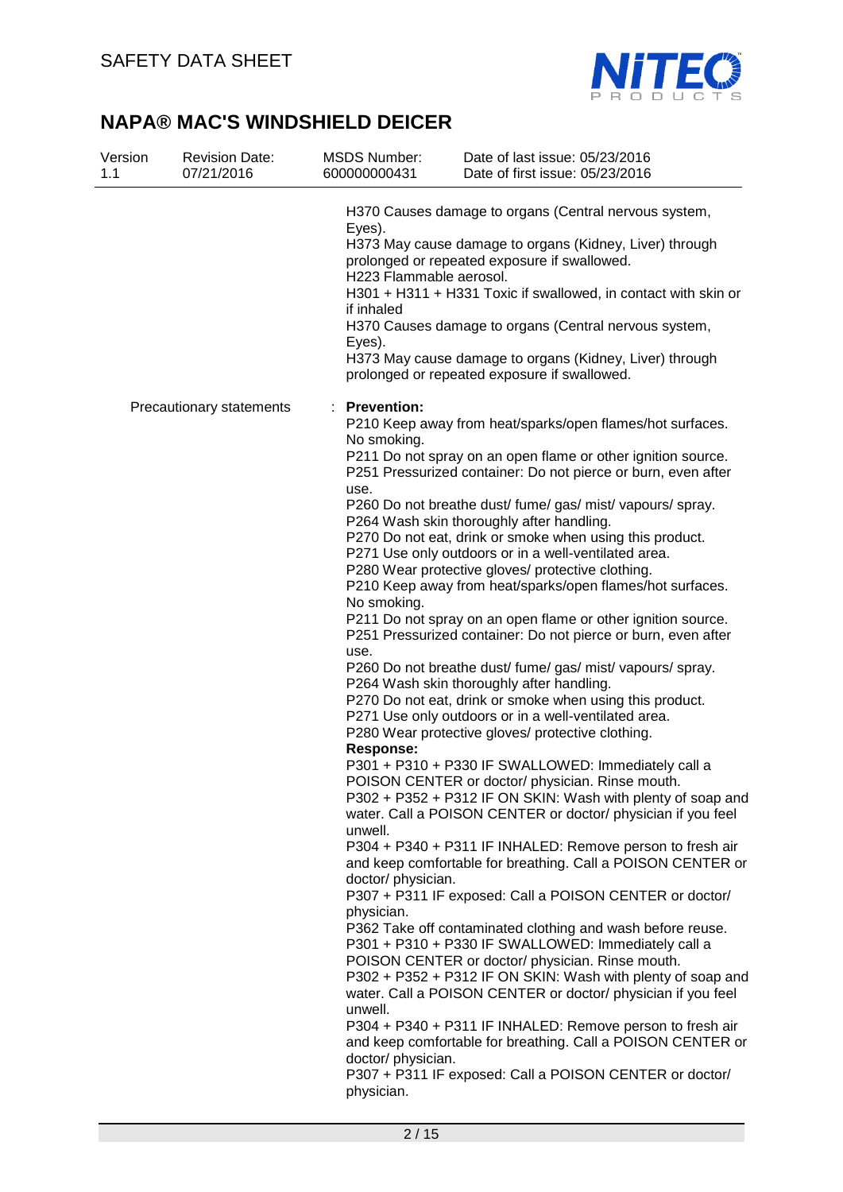H370 Causes damage to organs (Central nervous system, Eyes).
H373 May cause damage to organs (Kidney, Liver) through prolonged or repeated exposure if swallowed.
H223 Flammable aerosol.
H301 + H311 + H331 Toxic if swallowed, in contact with skin or if inhaled
H370 Causes damage to organs (Central nervous system, Eyes).
H373 May cause damage to organs (Kidney, Liver) through prolonged or repeated exposure if swallowed.

Precautionary statements : **Prevention:**

P210 Keep away from heat/sparks/open flames/hot surfaces. No smoking.
P211 Do not spray on an open flame or other ignition source.
P251 Pressurized container: Do not pierce or burn, even after use.
P260 Do not breathe dust/ fume/ gas/ mist/ vapours/ spray.
P264 Wash skin thoroughly after handling.
P270 Do not eat, drink or smoke when using this product.
P271 Use only outdoors or in a well-ventilated area.
P280 Wear protective gloves/ protective clothing.
P210 Keep away from heat/sparks/open flames/hot surfaces. No smoking.
P211 Do not spray on an open flame or other ignition source.
P251 Pressurized container: Do not pierce or burn, even after use.
P260 Do not breathe dust/ fume/ gas/ mist/ vapours/ spray.
P264 Wash skin thoroughly after handling.
P270 Do not eat, drink or smoke when using this product.
P271 Use only outdoors or in a well-ventilated area.
P280 Wear protective gloves/ protective clothing.

**Response:**

P301 + P310 + P330 IF SWALLOWED: Immediately call a POISON CENTER or doctor/ physician. Rinse mouth.
P302 + P352 + P312 IF ON SKIN: Wash with plenty of soap and water. Call a POISON CENTER or doctor/ physician if you feel unwell.
P304 + P340 + P311 IF INHALED: Remove person to fresh air and keep comfortable for breathing. Call a POISON CENTER or doctor/ physician.
P307 + P311 IF exposed: Call a POISON CENTER or doctor/ physician.
P362 Take off contaminated clothing and wash before reuse.
P301 + P310 + P330 IF SWALLOWED: Immediately call a POISON CENTER or doctor/ physician. Rinse mouth.
P302 + P352 + P312 IF ON SKIN: Wash with plenty of soap and water. Call a POISON CENTER or doctor/ physician if you feel unwell.
P304 + P340 + P311 IF INHALED: Remove person to fresh air and keep comfortable for breathing. Call a POISON CENTER or doctor/ physician.
P307 + P311 IF exposed: Call a POISON CENTER or doctor/ physician.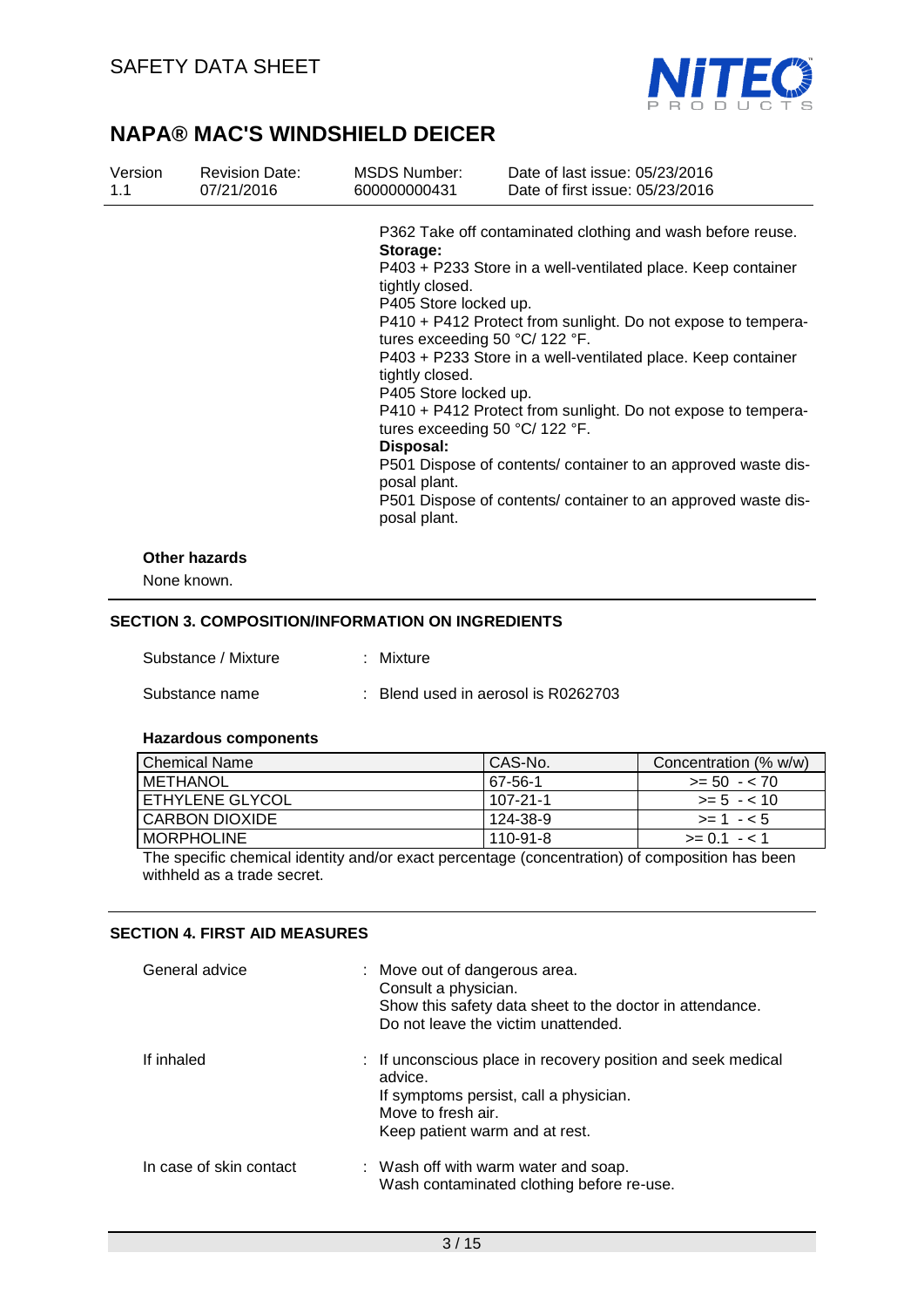P362 Take off contaminated clothing and wash before reuse.

**Storage:**

P403 + P233 Store in a well-ventilated place. Keep container tightly closed.

P405 Store locked up.

P410 + P412 Protect from sunlight. Do not expose to temperatures exceeding 50 °C/ 122 °F.

P403 + P233 Store in a well-ventilated place. Keep container tightly closed.

P405 Store locked up.

P410 + P412 Protect from sunlight. Do not expose to temperatures exceeding 50 °C/ 122 °F.

**Disposal:**

P501 Dispose of contents/ container to an approved waste disposal plant.

P501 Dispose of contents/ container to an approved waste disposal plant.

**Other hazards**

None known.

## SECTION 3. COMPOSITION/INFORMATION ON INGREDIENTS

Substance / Mixture : Mixture

Substance name : Blend used in aerosol is R0262703

**Hazardous components**

| Chemical Name | CAS-No. | Concentration (% w/w) |
|---|---|---|
| METHANOL | 67-56-1 | >= 50 - < 70 |
| ETHYLENE GLYCOL | 107-21-1 | >= 5 - < 10 |
| CARBON DIOXIDE | 124-38-9 | >= 1 - < 5 |
| MORPHOLINE | 110-91-8 | >= 0.1 - < 1 |

The specific chemical identity and/or exact percentage (concentration) of composition has been withheld as a trade secret.

## SECTION 4. FIRST AID MEASURES

General advice : Move out of dangerous area.
Consult a physician.
Show this safety data sheet to the doctor in attendance.
Do not leave the victim unattended.

If inhaled : If unconscious place in recovery position and seek medical advice.
If symptoms persist, call a physician.
Move to fresh air.
Keep patient warm and at rest.

In case of skin contact : Wash off with warm water and soap.
Wash contaminated clothing before re-use.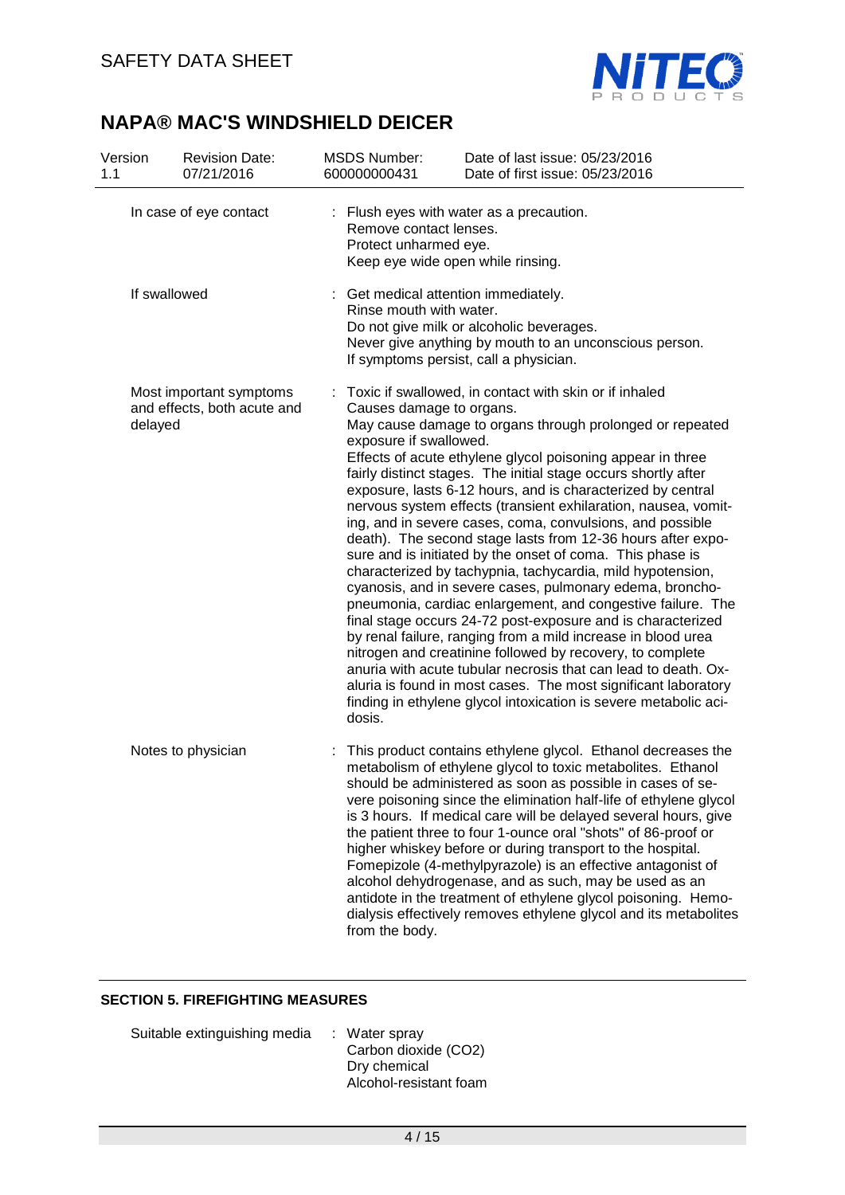| | |
|---|---|
| In case of eye contact | : Flush eyes with water as a precaution.<br>Remove contact lenses.<br>Protect unharmed eye.<br>Keep eye wide open while rinsing. |
| If swallowed | : Get medical attention immediately.<br>Rinse mouth with water.<br>Do not give milk or alcoholic beverages.<br>Never give anything by mouth to an unconscious person.<br>If symptoms persist, call a physician. |
| Most important symptoms and effects, both acute and delayed | : Toxic if swallowed, in contact with skin or if inhaled<br>Causes damage to organs.<br>May cause damage to organs through prolonged or repeated exposure if swallowed.<br>Effects of acute ethylene glycol poisoning appear in three fairly distinct stages. The initial stage occurs shortly after exposure, lasts 6-12 hours, and is characterized by central nervous system effects (transient exhilaration, nausea, vomiting, and in severe cases, coma, convulsions, and possible death). The second stage lasts from 12-36 hours after exposure and is initiated by the onset of coma. This phase is characterized by tachypnia, tachycardia, mild hypotension, cyanosis, and in severe cases, pulmonary edema, bronchopneumonia, cardiac enlargement, and congestive failure. The final stage occurs 24-72 post-exposure and is characterized by renal failure, ranging from a mild increase in blood urea nitrogen and creatinine followed by recovery, to complete anuria with acute tubular necrosis that can lead to death. Oxaluria is found in most cases. The most significant laboratory finding in ethylene glycol intoxication is severe metabolic acidosis. |
| Notes to physician | : This product contains ethylene glycol. Ethanol decreases the metabolism of ethylene glycol to toxic metabolites. Ethanol should be administered as soon as possible in cases of severe poisoning since the elimination half-life of ethylene glycol is 3 hours. If medical care will be delayed several hours, give the patient three to four 1-ounce oral "shots" of 86-proof or higher whiskey before or during transport to the hospital. Fomepizole (4-methylpyrazole) is an effective antagonist of alcohol dehydrogenase, and as such, may be used as an antidote in the treatment of ethylene glycol poisoning. Hemodialysis effectively removes ethylene glycol and its metabolites from the body. |

## SECTION 5. FIREFIGHTING MEASURES

| | |
|---|---|
| Suitable extinguishing media | : Water spray<br>Carbon dioxide ($CO_2$)<br>Dry chemical<br>Alcohol-resistant foam |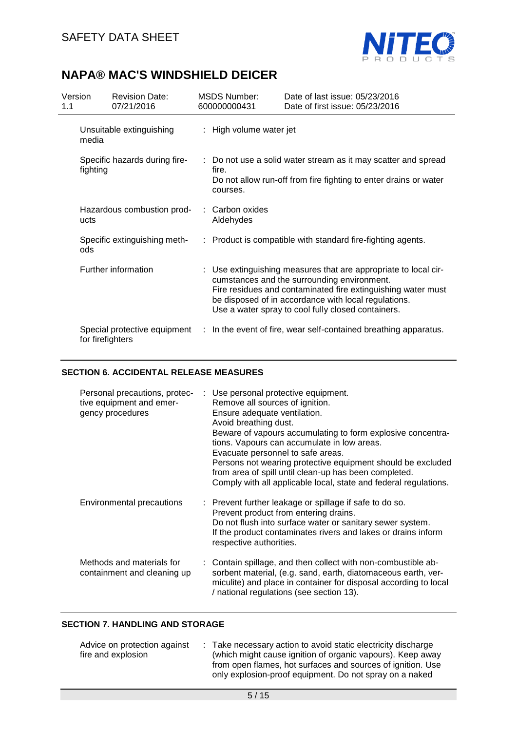| Unsuitable extinguishing media | : High volume water jet |
|---|---|
| Specific hazards during fire-fighting | : Do not use a solid water stream as it may scatter and spread fire.<br>Do not allow run-off from fire fighting to enter drains or water courses. |
| Hazardous combustion products | : Carbon oxides<br>Aldehydes |
| Specific extinguishing methods | : Product is compatible with standard fire-fighting agents. |
| Further information | : Use extinguishing measures that are appropriate to local circumstances and the surrounding environment.<br>Fire residues and contaminated fire extinguishing water must be disposed of in accordance with local regulations.<br>Use a water spray to cool fully closed containers. |
| Special protective equipment for firefighters | : In the event of fire, wear self-contained breathing apparatus. |

## SECTION 6. ACCIDENTAL RELEASE MEASURES

| Personal precautions, protective equipment and emergency procedures | : Use personal protective equipment.<br>Remove all sources of ignition.<br>Ensure adequate ventilation.<br>Avoid breathing dust.<br>Beware of vapours accumulating to form explosive concentrations. Vapours can accumulate in low areas.<br>Evacuate personnel to safe areas.<br>Persons not wearing protective equipment should be excluded from area of spill until clean-up has been completed.<br>Comply with all applicable local, state and federal regulations. |
|---|---|
| Environmental precautions | : Prevent further leakage or spillage if safe to do so.<br>Prevent product from entering drains.<br>Do not flush into surface water or sanitary sewer system.<br>If the product contaminates rivers and lakes or drains inform respective authorities. |
| Methods and materials for containment and cleaning up | : Contain spillage, and then collect with non-combustible absorbent material, (e.g. sand, earth, diatomaceous earth, vermiculite) and place in container for disposal according to local / national regulations (see section 13). |

## SECTION 7. HANDLING AND STORAGE

| Advice on protection against fire and explosion | : Take necessary action to avoid static electricity discharge (which might cause ignition of organic vapours). Keep away from open flames, hot surfaces and sources of ignition. Use only explosion-proof equipment. Do not spray on a naked |
|---|---|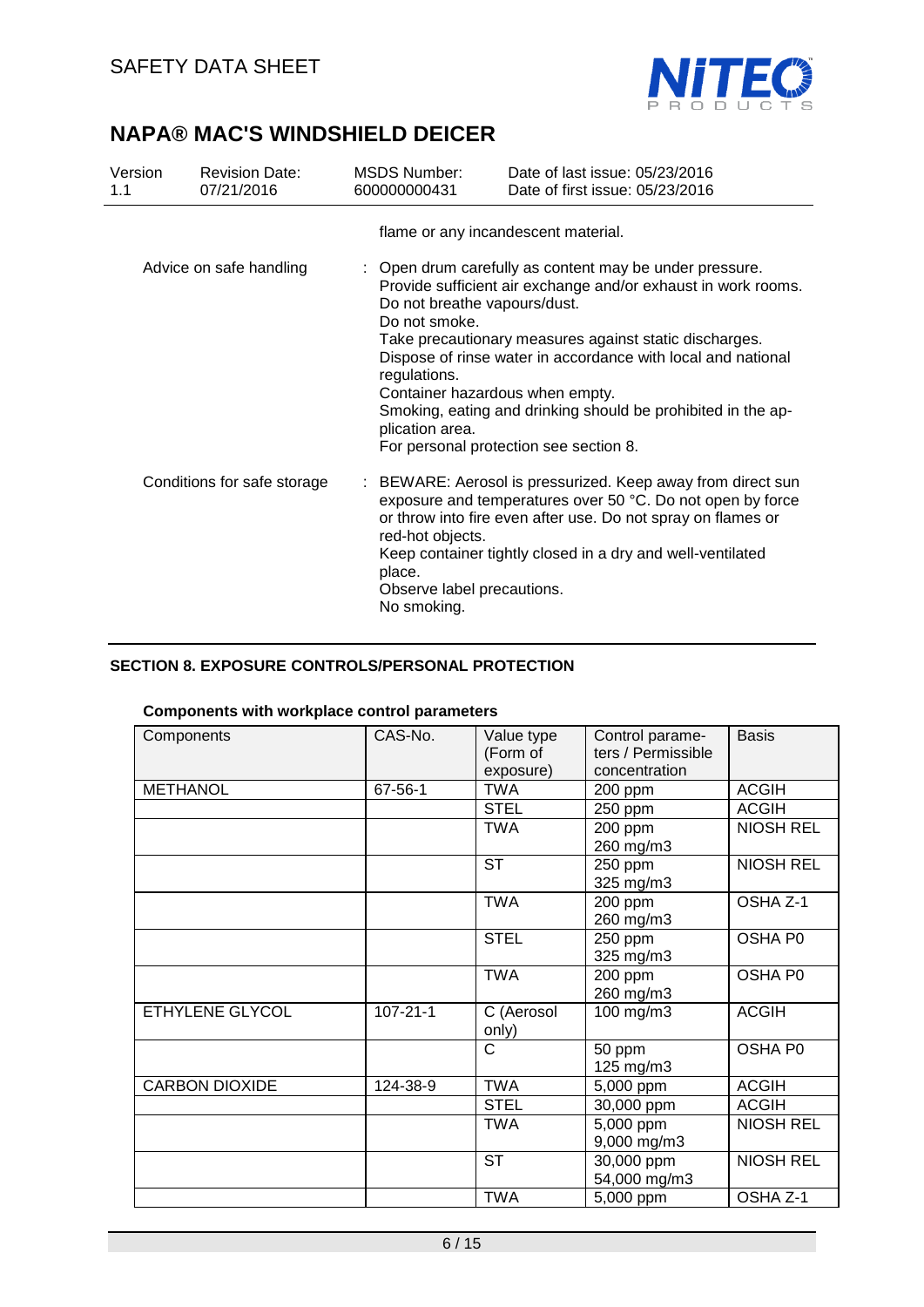flame or any incandescent material.

| | |
|---|---|
| Advice on safe handling | : Open drum carefully as content may be under pressure.<br>Provide sufficient air exchange and/or exhaust in work rooms.<br>Do not breathe vapours/dust.<br>Do not smoke.<br>Take precautionary measures against static discharges.<br>Dispose of rinse water in accordance with local and national regulations.<br>Container hazardous when empty.<br>Smoking, eating and drinking should be prohibited in the application area.<br>For personal protection see section 8. |
| Conditions for safe storage | : BEWARE: Aerosol is pressurized. Keep away from direct sun exposure and temperatures over 50 °C. Do not open by force or throw into fire even after use. Do not spray on flames or red-hot objects.<br>Keep container tightly closed in a dry and well-ventilated place.<br>Observe label precautions.<br>No smoking. |

## SECTION 8. EXPOSURE CONTROLS/PERSONAL PROTECTION

### Components with workplace control parameters

| Components | CAS-No. | Value type (Form of exposure) | Control parameters / Permissible concentration | Basis |
|---|---|---|---|---|
| METHANOL | 67-56-1 | TWA | 200 ppm | ACGIH |
| | | STEL | 250 ppm | ACGIH |
| | | TWA | 200 ppm<br>260 mg/m3 | NIOSH REL |
| | | ST | 250 ppm<br>325 mg/m3 | NIOSH REL |
| | | TWA | 200 ppm<br>260 mg/m3 | OSHA Z-1 |
| | | STEL | 250 ppm<br>325 mg/m3 | OSHA P0 |
| | | TWA | 200 ppm<br>260 mg/m3 | OSHA P0 |
| ETHYLENE GLYCOL | 107-21-1 | C (Aerosol only) | 100 mg/m3 | ACGIH |
| | | C | 50 ppm<br>125 mg/m3 | OSHA P0 |
| CARBON DIOXIDE | 124-38-9 | TWA | 5,000 ppm | ACGIH |
| | | STEL | 30,000 ppm | ACGIH |
| | | TWA | 5,000 ppm<br>9,000 mg/m3 | NIOSH REL |
| | | ST | 30,000 ppm<br>54,000 mg/m3 | NIOSH REL |
| | | TWA | 5,000 ppm | OSHA Z-1 |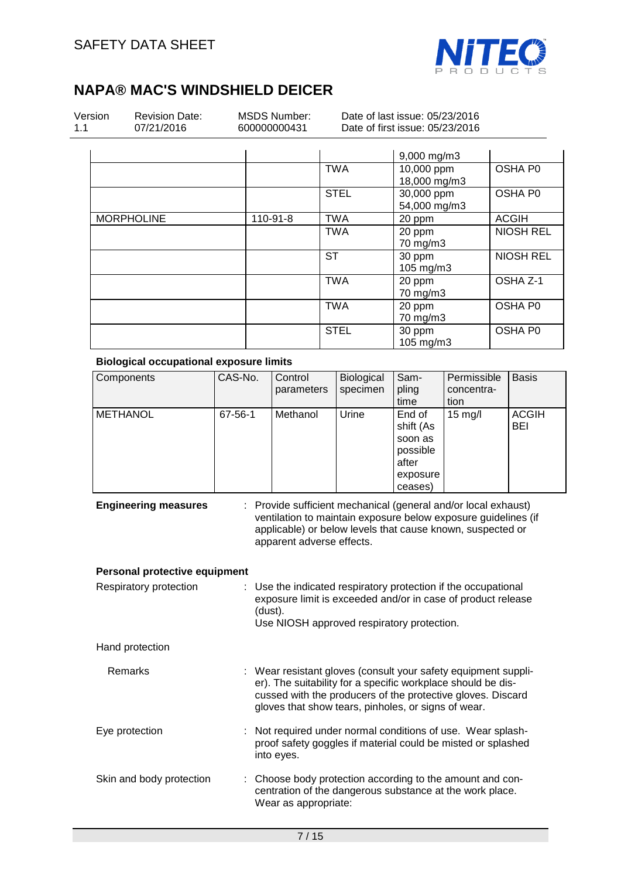| | | | 9,000 mg/m3 | |
|---|---|---|---|---|
| | | TWA | 10,000 ppm<br>18,000 mg/m3 | OSHA P0 |
| | | STEL | 30,000 ppm<br>54,000 mg/m3 | OSHA P0 |
| MORPHOLINE | 110-91-8 | TWA | 20 ppm | ACGIH |
| | | TWA | 20 ppm<br>70 mg/m3 | NIOSH REL |
| | | ST | 30 ppm<br>105 mg/m3 | NIOSH REL |
| | | TWA | 20 ppm<br>70 mg/m3 | OSHA Z-1 |
| | | TWA | 20 ppm<br>70 mg/m3 | OSHA P0 |
| | | STEL | 30 ppm<br>105 mg/m3 | OSHA P0 |

**Biological occupational exposure limits**

| Components | CAS-No. | Control parameters | Biological specimen | Sampling time | Permissible concentration | Basis |
|---|---|---|---|---|---|---|
| METHANOL | 67-56-1 | Methanol | Urine | End of shift (As soon as possible after exposure ceases) | 15 mg/l | ACGIH BEI |

**Engineering measures** : Provide sufficient mechanical (general and/or local exhaust) ventilation to maintain exposure below exposure guidelines (if applicable) or below levels that cause known, suspected or apparent adverse effects.

**Personal protective equipment**

Respiratory protection : Use the indicated respiratory protection if the occupational exposure limit is exceeded and/or in case of product release (dust).
Use NIOSH approved respiratory protection.

Hand protection

Remarks : Wear resistant gloves (consult your safety equipment supplier). The suitability for a specific workplace should be discussed with the producers of the protective gloves. Discard gloves that show tears, pinholes, or signs of wear.

Eye protection : Not required under normal conditions of use. Wear splash-proof safety goggles if material could be misted or splashed into eyes.

Skin and body protection : Choose body protection according to the amount and concentration of the dangerous substance at the work place.
Wear as appropriate: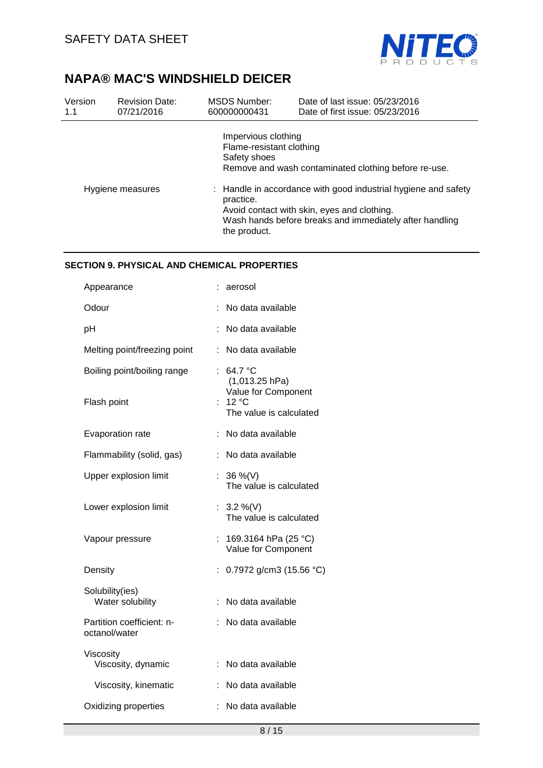Impervious clothing
Flame-resistant clothing
Safety shoes
Remove and wash contaminated clothing before re-use.

| | |
|---|---|
| Hygiene measures | Handle in accordance with good industrial hygiene and safety practice.<br>Avoid contact with skin, eyes and clothing.<br>Wash hands before breaks and immediately after handling the product. |

## SECTION 9. PHYSICAL AND CHEMICAL PROPERTIES

| Property | Value |
|---|---|
| Appearance | aerosol |
| Odour | No data available |
| pH | No data available |
| Melting point/freezing point | No data available |
| Boiling point/boiling range | 64.7 °C (1,013.25 hPa)<br>Value for Component |
| Flash point | 12 °C<br>The value is calculated |
| Evaporation rate | No data available |
| Flammability (solid, gas) | No data available |
| Upper explosion limit | 36 %(V)<br>The value is calculated |
| Lower explosion limit | 3.2 %(V)<br>The value is calculated |
| Vapour pressure | 169.3164 hPa (25 °C)<br>Value for Component |
| Density | 0.7972 g/cm3 (15.56 °C) |
| Solubility(ies) | |
| Water solubility | No data available |
| Partition coefficient: n-octanol/water | No data available |
| Viscosity | |
| Viscosity, dynamic | No data available |
| Viscosity, kinematic | No data available |
| Oxidizing properties | No data available |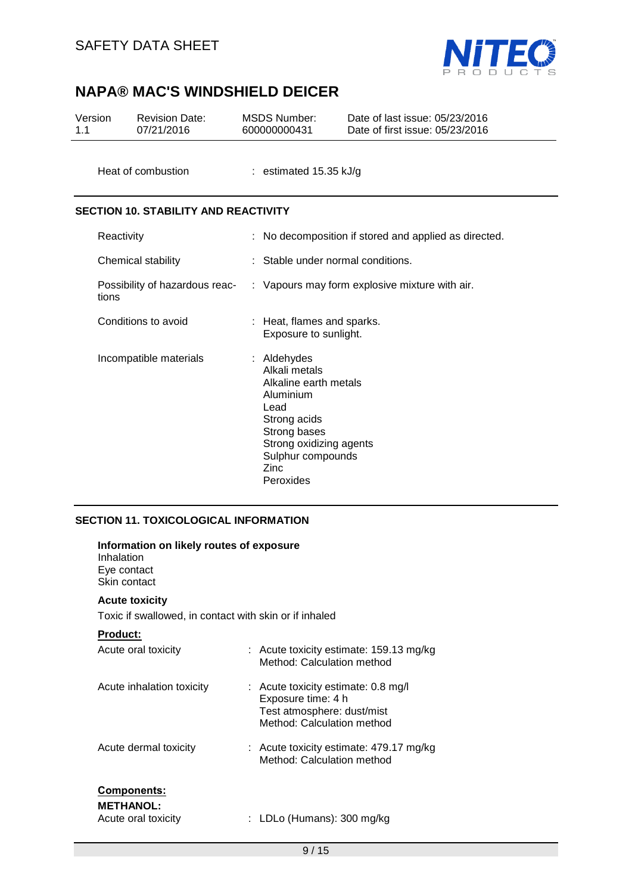| | |
|---|---|
| Heat of combustion | : estimated 15.35 kJ/g |

## SECTION 10. STABILITY AND REACTIVITY

| | |
|---|---|
| Reactivity | : No decomposition if stored and applied as directed. |
| Chemical stability | : Stable under normal conditions. |
| Possibility of hazardous reactions | : Vapours may form explosive mixture with air. |
| Conditions to avoid | : Heat, flames and sparks.<br>Exposure to sunlight. |
| Incompatible materials | : Aldehydes<br>Alkali metals<br>Alkaline earth metals<br>Aluminium<br>Lead<br>Strong acids<br>Strong bases<br>Strong oxidizing agents<br>Sulphur compounds<br>Zinc<br>Peroxides |

## SECTION 11. TOXICOLOGICAL INFORMATION

**Information on likely routes of exposure**
Inhalation
Eye contact
Skin contact

**Acute toxicity**

Toxic if swallowed, in contact with skin or if inhaled

**Product:**

| | |
|---|---|
| Acute oral toxicity | : Acute toxicity estimate: 159.13 mg/kg<br>Method: Calculation method |
| Acute inhalation toxicity | : Acute toxicity estimate: 0.8 mg/l<br>Exposure time: 4 h<br>Test atmosphere: dust/mist<br>Method: Calculation method |
| Acute dermal toxicity | : Acute toxicity estimate: 479.17 mg/kg<br>Method: Calculation method |

**Components:**

**METHANOL:**

| | |
|---|---|
| Acute oral toxicity | : LDLo (Humans): 300 mg/kg |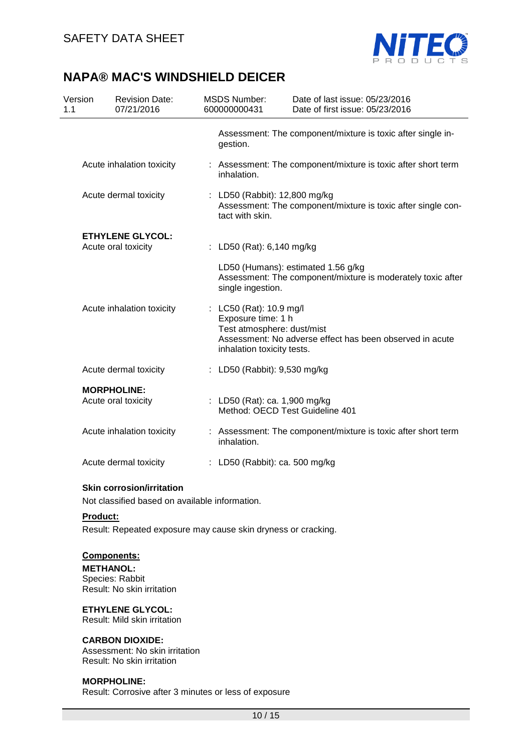| | |
|---|---|
| | Assessment: The component/mixture is toxic after single ingestion. |
| Acute inhalation toxicity | : Assessment: The component/mixture is toxic after short term inhalation. |
| Acute dermal toxicity | : LD50 (Rabbit): 12,800 mg/kg<br>Assessment: The component/mixture is toxic after single contact with skin. |

**ETHYLENE GLYCOL:**

| | |
|---|---|
| Acute oral toxicity | : LD50 (Rat): 6,140 mg/kg |
| | LD50 (Humans): estimated 1.56 g/kg<br>Assessment: The component/mixture is moderately toxic after single ingestion. |
| Acute inhalation toxicity | : LC50 (Rat): 10.9 mg/l<br>Exposure time: 1 h<br>Test atmosphere: dust/mist<br>Assessment: No adverse effect has been observed in acute inhalation toxicity tests. |
| Acute dermal toxicity | : LD50 (Rabbit): 9,530 mg/kg |

**MORPHOLINE:**

| | |
|---|---|
| Acute oral toxicity | : LD50 (Rat): ca. 1,900 mg/kg<br>Method: OECD Test Guideline 401 |
| Acute inhalation toxicity | : Assessment: The component/mixture is toxic after short term inhalation. |
| Acute dermal toxicity | : LD50 (Rabbit): ca. 500 mg/kg |

**Skin corrosion/irritation**

Not classified based on available information.

**Product:**

Result: Repeated exposure may cause skin dryness or cracking.

**Components:**

**METHANOL:**
Species: Rabbit
Result: No skin irritation

**ETHYLENE GLYCOL:**
Result: Mild skin irritation

**CARBON DIOXIDE:**
Assessment: No skin irritation
Result: No skin irritation

**MORPHOLINE:**
Result: Corrosive after 3 minutes or less of exposure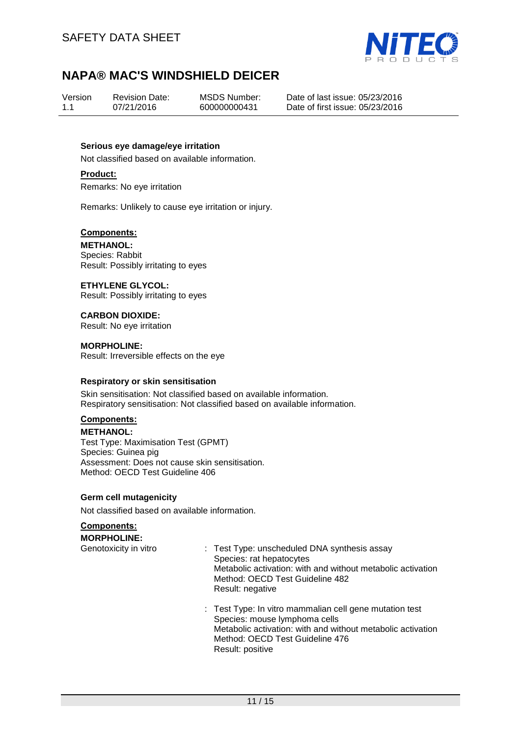**Serious eye damage/eye irritation**

Not classified based on available information.

**Product:**

Remarks: No eye irritation

Remarks: Unlikely to cause eye irritation or injury.

**Components:**

**METHANOL:**
Species: Rabbit
Result: Possibly irritating to eyes

**ETHYLENE GLYCOL:**
Result: Possibly irritating to eyes

**CARBON DIOXIDE:**
Result: No eye irritation

**MORPHOLINE:**
Result: Irreversible effects on the eye

**Respiratory or skin sensitisation**

Skin sensitisation: Not classified based on available information.
Respiratory sensitisation: Not classified based on available information.

**Components:**

**METHANOL:**
Test Type: Maximisation Test (GPMT)
Species: Guinea pig
Assessment: Does not cause skin sensitisation.
Method: OECD Test Guideline 406

**Germ cell mutagenicity**

Not classified based on available information.

**Components:**

**MORPHOLINE:**

Genotoxicity in vitro : Test Type: unscheduled DNA synthesis assay
Species: rat hepatocytes
Metabolic activation: with and without metabolic activation
Method: OECD Test Guideline 482
Result: negative

: Test Type: In vitro mammalian cell gene mutation test
Species: mouse lymphoma cells
Metabolic activation: with and without metabolic activation
Method: OECD Test Guideline 476
Result: positive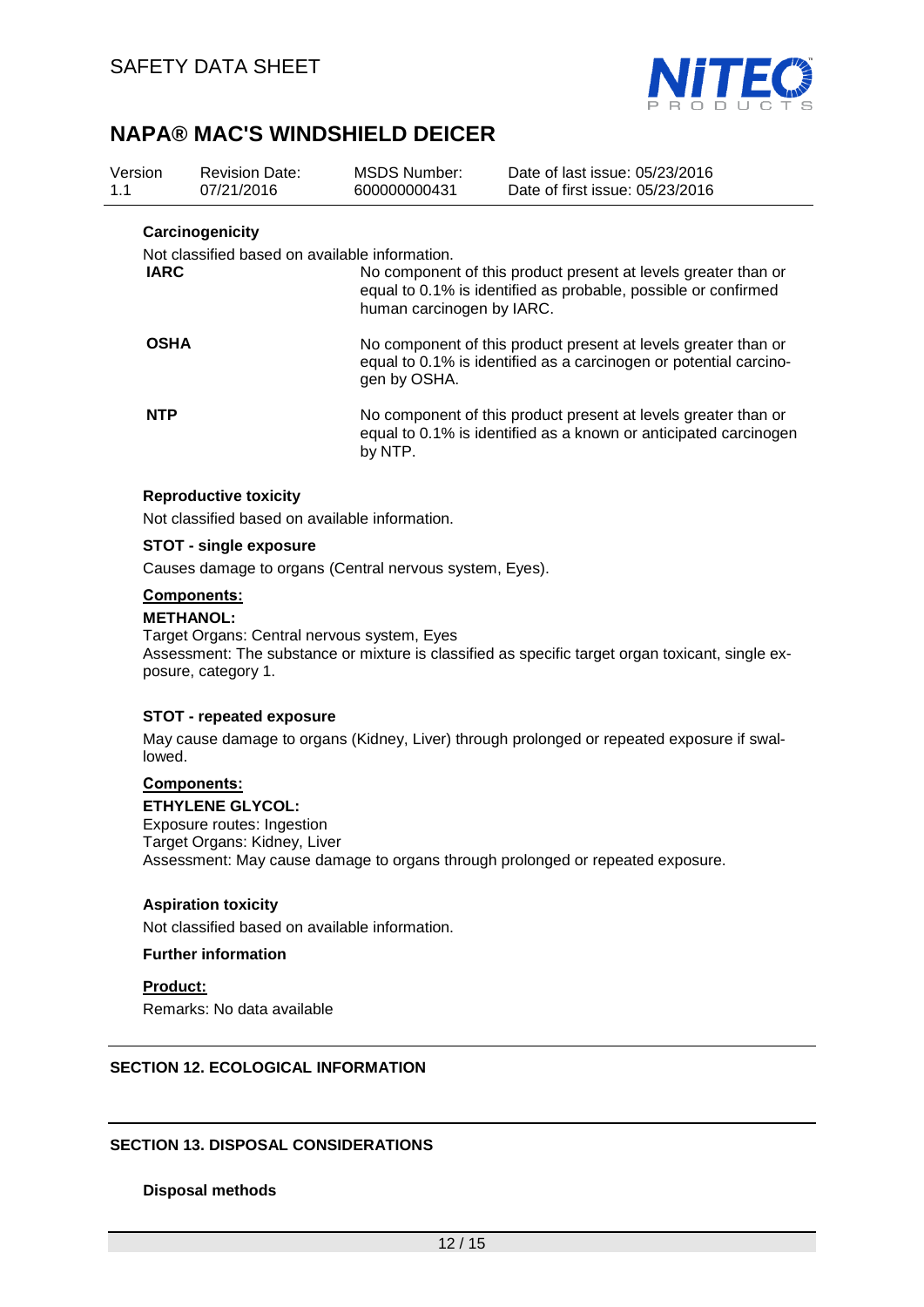#### Carcinogenicity

Not classified based on available information.

| | |
|---|---|
| **IARC** | No component of this product present at levels greater than or equal to 0.1% is identified as probable, possible or confirmed human carcinogen by IARC. |
| **OSHA** | No component of this product present at levels greater than or equal to 0.1% is identified as a carcinogen or potential carcinogen by OSHA. |
| **NTP** | No component of this product present at levels greater than or equal to 0.1% is identified as a known or anticipated carcinogen by NTP. |

#### Reproductive toxicity

Not classified based on available information.

#### STOT - single exposure

Causes damage to organs (Central nervous system, Eyes).

**Components:**

**METHANOL:**
Target Organs: Central nervous system, Eyes
Assessment: The substance or mixture is classified as specific target organ toxicant, single exposure, category 1.

#### STOT - repeated exposure

May cause damage to organs (Kidney, Liver) through prolonged or repeated exposure if swallowed.

**Components:**

**ETHYLENE GLYCOL:**
Exposure routes: Ingestion
Target Organs: Kidney, Liver
Assessment: May cause damage to organs through prolonged or repeated exposure.

#### Aspiration toxicity

Not classified based on available information.

#### Further information

**Product:**
Remarks: No data available

## SECTION 12. ECOLOGICAL INFORMATION

## SECTION 13. DISPOSAL CONSIDERATIONS

#### Disposal methods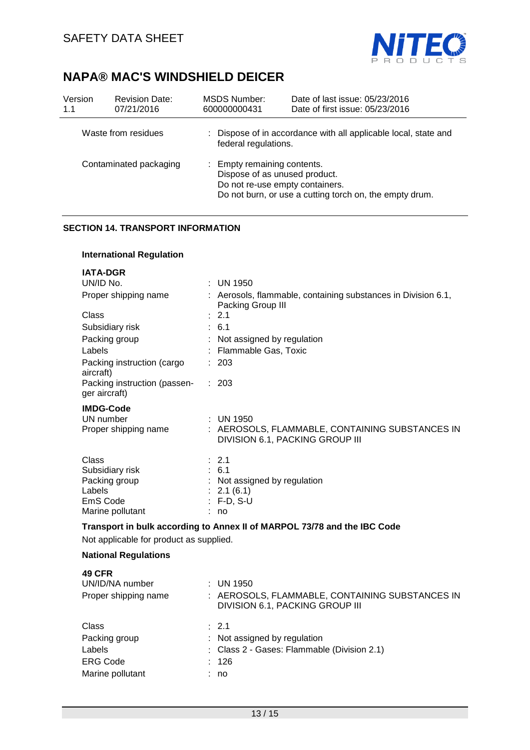| Waste from residues | : Dispose of in accordance with all applicable local, state and federal regulations. |
|---|---|
| Contaminated packaging | : Empty remaining contents.<br>Dispose of as unused product.<br>Do not re-use empty containers.<br>Do not burn, or use a cutting torch on, the empty drum. |

## SECTION 14. TRANSPORT INFORMATION

### International Regulation

**IATA-DGR**

| | |
|---|---|
| UN/ID No. | : UN 1950 |
| Proper shipping name | : Aerosols, flammable, containing substances in Division 6.1, Packing Group III |
| Class | : 2.1 |
| Subsidiary risk | : 6.1 |
| Packing group | : Not assigned by regulation |
| Labels | : Flammable Gas, Toxic |
| Packing instruction (cargo aircraft) | : 203 |
| Packing instruction (passenger aircraft) | : 203 |

**IMDG-Code**

| | |
|---|---|
| UN number | : UN 1950 |
| Proper shipping name | : AEROSOLS, FLAMMABLE, CONTAINING SUBSTANCES IN DIVISION 6.1, PACKING GROUP III |
| Class | : 2.1 |
| Subsidiary risk | : 6.1 |
| Packing group | : Not assigned by regulation |
| Labels | : 2.1 (6.1) |
| EmS Code | : F-D, S-U |
| Marine pollutant | : no |

**Transport in bulk according to Annex II of MARPOL 73/78 and the IBC Code**

Not applicable for product as supplied.

### National Regulations

**49 CFR**

| | |
|---|---|
| UN/ID/NA number | : UN 1950 |
| Proper shipping name | : AEROSOLS, FLAMMABLE, CONTAINING SUBSTANCES IN DIVISION 6.1, PACKING GROUP III |
| Class | : 2.1 |
| Packing group | : Not assigned by regulation |
| Labels | : Class 2 - Gases: Flammable (Division 2.1) |
| ERG Code | : 126 |
| Marine pollutant | : no |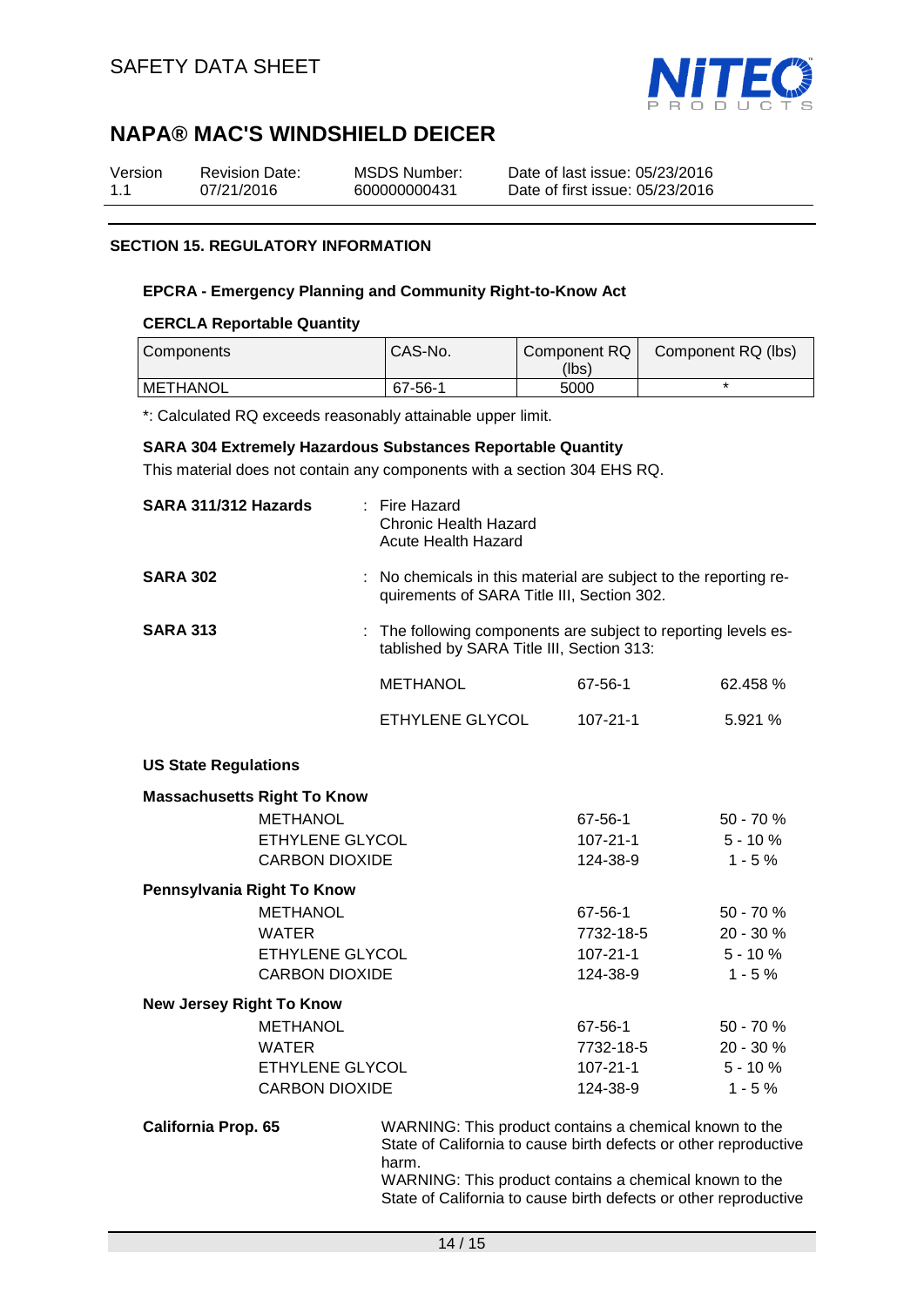## SECTION 15. REGULATORY INFORMATION

### EPCRA - Emergency Planning and Community Right-to-Know Act

**CERCLA Reportable Quantity**

| Components | CAS-No. | Component RQ (lbs) | Component RQ (lbs) |
|---|---|---|---|
| METHANOL | 67-56-1 | 5000 | * |

*: Calculated RQ exceeds reasonably attainable upper limit.

**SARA 304 Extremely Hazardous Substances Reportable Quantity**

This material does not contain any components with a section 304 EHS RQ.

**SARA 311/312 Hazards** : Fire Hazard
Chronic Health Hazard
Acute Health Hazard

**SARA 302** : No chemicals in this material are subject to the reporting requirements of SARA Title III, Section 302.

**SARA 313** : The following components are subject to reporting levels established by SARA Title III, Section 313:

| | | |
|---|---|---|
| METHANOL | 67-56-1 | 62.458 % |
| ETHYLENE GLYCOL | 107-21-1 | 5.921 % |

**US State Regulations**

**Massachusetts Right To Know**

| | | |
|---|---|---|
| METHANOL | 67-56-1 | 50 - 70 % |
| ETHYLENE GLYCOL | 107-21-1 | 5 - 10 % |
| CARBON DIOXIDE | 124-38-9 | 1 - 5 % |

**Pennsylvania Right To Know**

| | | |
|---|---|---|
| METHANOL | 67-56-1 | 50 - 70 % |
| WATER | 7732-18-5 | 20 - 30 % |
| ETHYLENE GLYCOL | 107-21-1 | 5 - 10 % |
| CARBON DIOXIDE | 124-38-9 | 1 - 5 % |

**New Jersey Right To Know**

| | | |
|---|---|---|
| METHANOL | 67-56-1 | 50 - 70 % |
| WATER | 7732-18-5 | 20 - 30 % |
| ETHYLENE GLYCOL | 107-21-1 | 5 - 10 % |
| CARBON DIOXIDE | 124-38-9 | 1 - 5 % |

**California Prop. 65** WARNING: This product contains a chemical known to the State of California to cause birth defects or other reproductive harm.
WARNING: This product contains a chemical known to the State of California to cause birth defects or other reproductive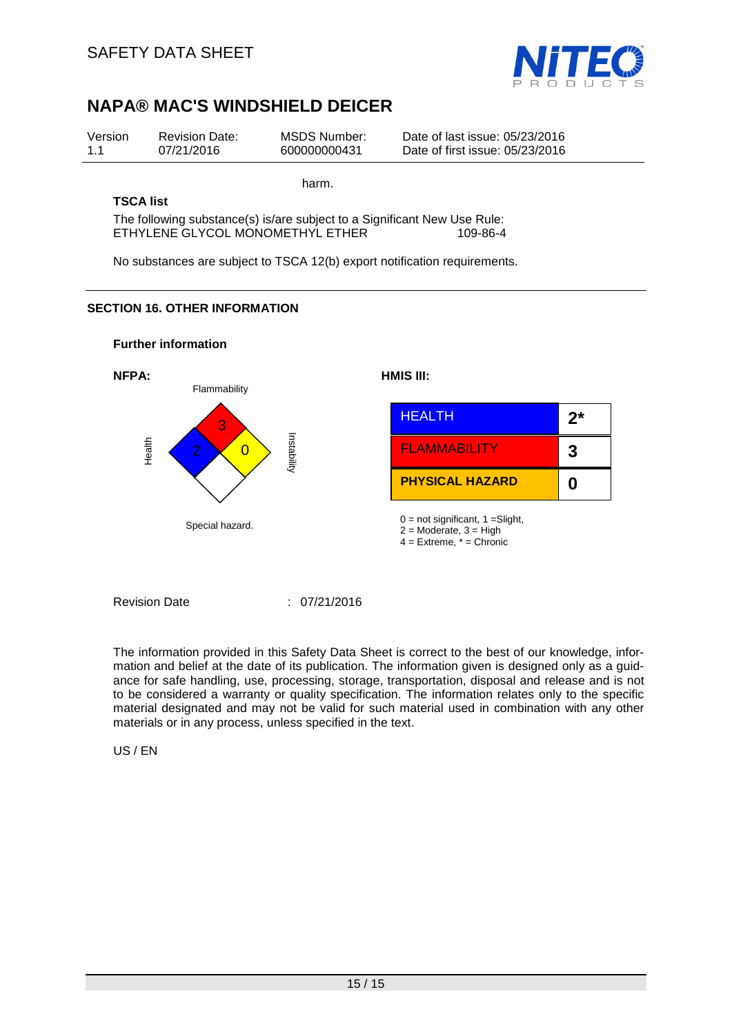harm.

**TSCA list**

The following substance(s) is/are subject to a Significant New Use Rule:
ETHYLENE GLYCOL MONOMETHYL ETHER 109-86-4

No substances are subject to TSCA 12(b) export notification requirements.

**SECTION 16. OTHER INFORMATION**

**Further information**

**NFPA:**

Flammability
3
Health
2
0
Instability
Special hazard.

**HMIS III:**

| | |
|---|---|
| HEALTH | 2* |
| FLAMMABILITY | 3 |
| PHYSICAL HAZARD | 0 |

0 = not significant, 1 =Slight,
2 = Moderate, 3 = High
4 = Extreme, * = Chronic

Revision Date : 07/21/2016

The information provided in this Safety Data Sheet is correct to the best of our knowledge, information and belief at the date of its publication. The information given is designed only as a guidance for safe handling, use, processing, storage, transportation, disposal and release and is not to be considered a warranty or quality specification. The information relates only to the specific material designated and may not be valid for such material used in combination with any other materials or in any process, unless specified in the text.

US / EN